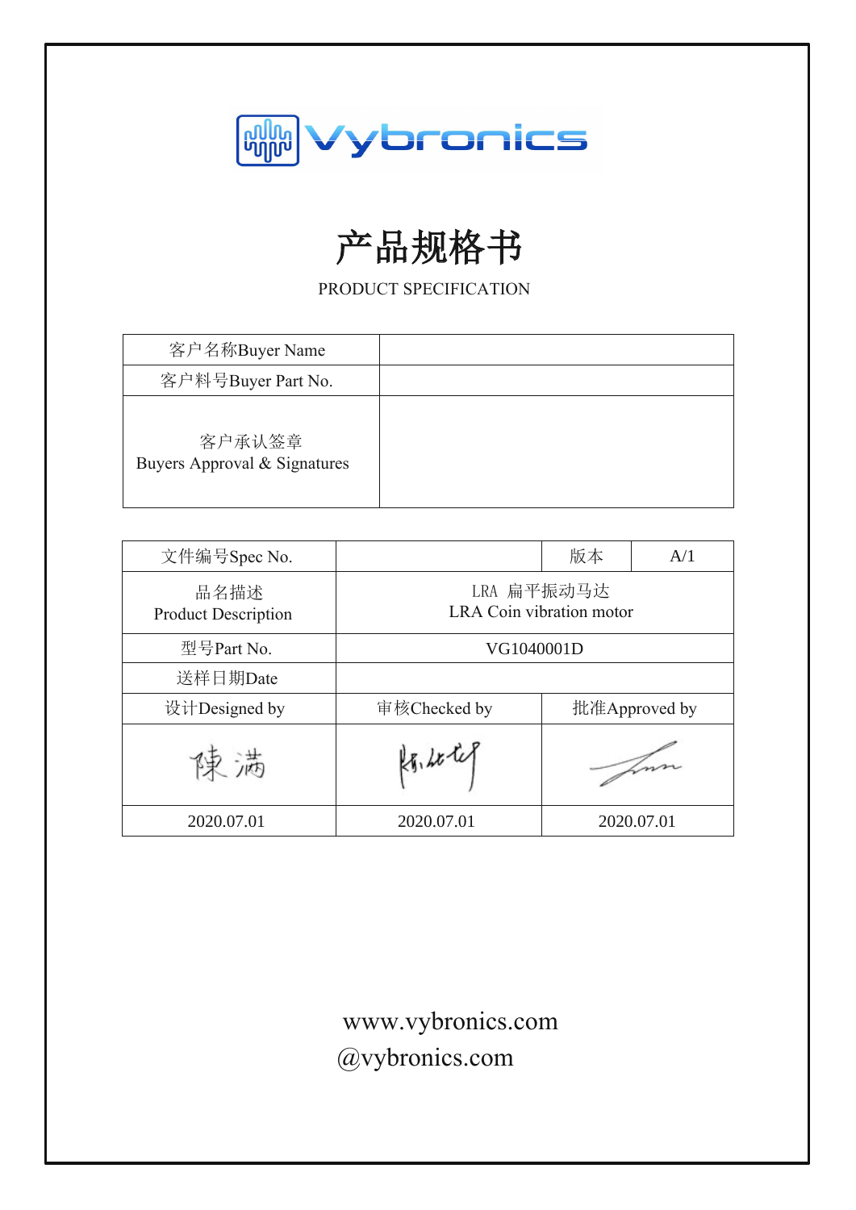# Vybronics

# 产品规格书

PRODUCT SPECIFICATION

| 客户名称Buyer Name | |
|---|---|
| 客户料号Buyer Part No. | |
| 客户承认签章<br>Buyers Approval & Signatures | |

| 文件编号Spec No. | | 版本 | A/1 |
|---|---|---|---|
| 品名描述<br>Product Description | LRA 扁平振动马达<br>LRA Coin vibration motor | | |
| 型号Part No. | VG1040001D | | |
| 送样日期Date | | | |
| 设计Designed by | 审核Checked by | 批准Approved by | |
| 陳满 | | | |
| 2020.07.01 | 2020.07.01 | 2020.07.01 | |

www.vybronics.com

@vybronics.com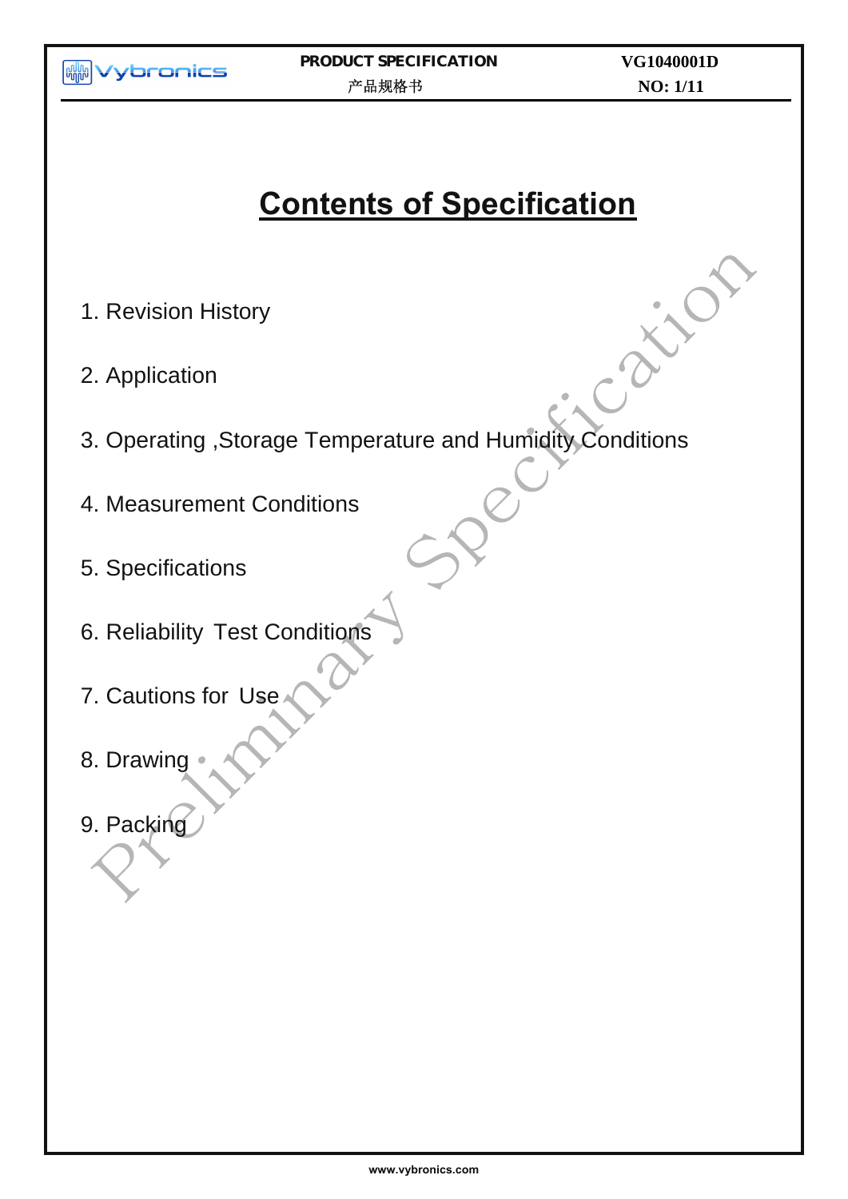# Contents of Specification

1. Revision History

2. Application

3. Operating ,Storage Temperature and Humidity Conditions

4. Measurement Conditions

5. Specifications

6. Reliability Test Conditions

7. Cautions for Use

8. Drawing

9. Packing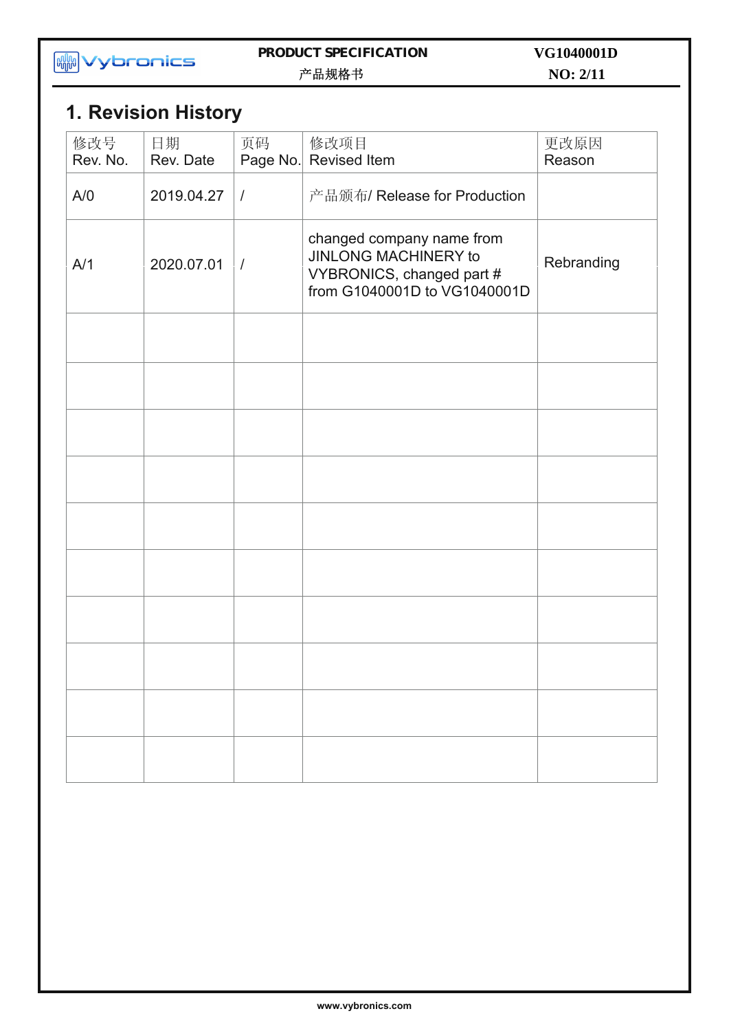# 1. Revision History

| 修改号 Rev. No. | 日期 Rev. Date | 页码 Page No. | 修改项目 Revised Item | 更改原因 Reason |
|---|---|---|---|---|
| A/0 | 2019.04.27 | / | 产品颁布/ Release for Production | |
| A/1 | 2020.07.01 | / | changed company name from JINLONG MACHINERY to VYBRONICS, changed part # from G1040001D to VG1040001D | Rebranding |
| | | | | |
| | | | | |
| | | | | |
| | | | | |
| | | | | |
| | | | | |
| | | | | |
| | | | | |
| | | | | |
| | | | | |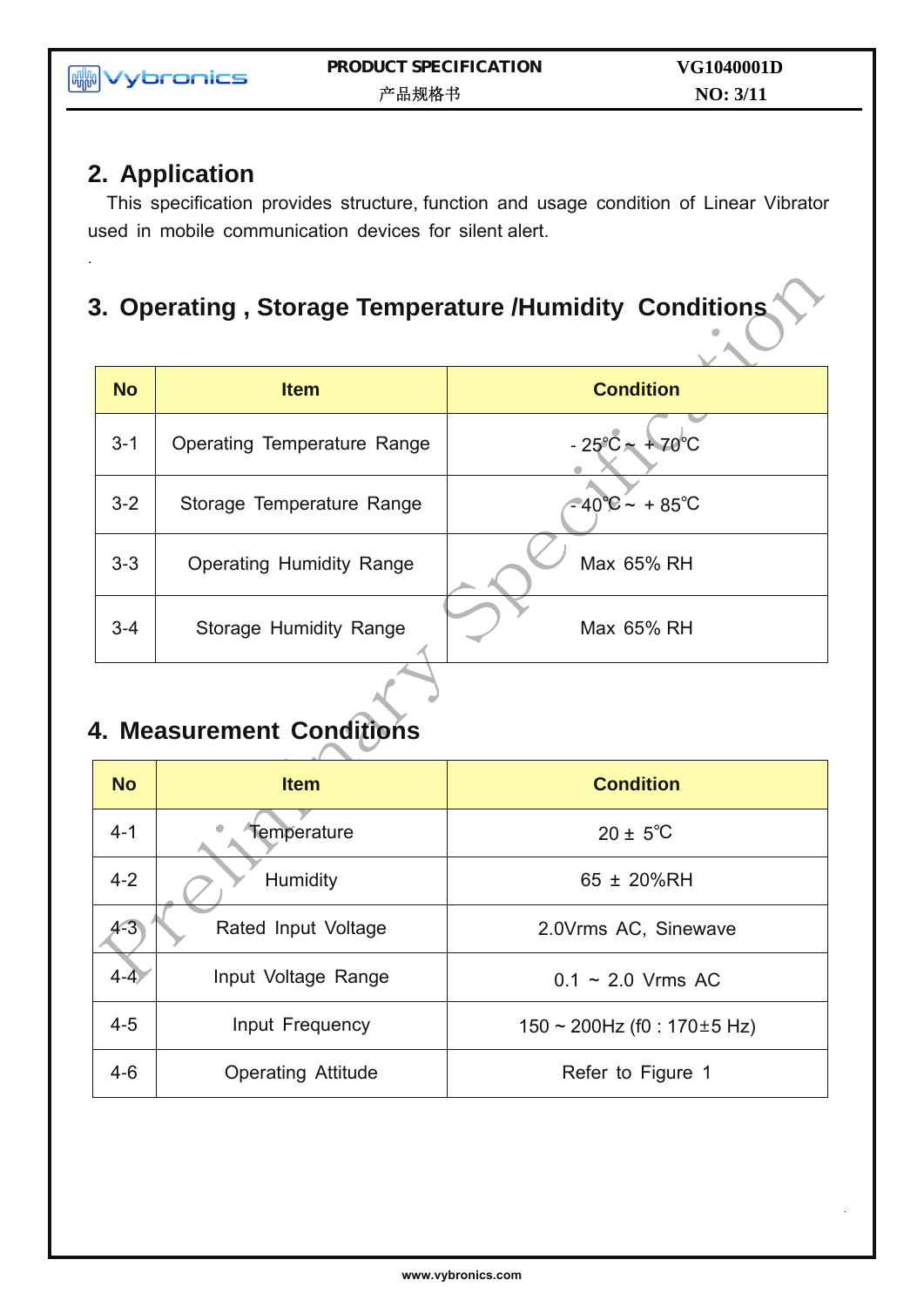## 2. Application

This specification provides structure, function and usage condition of Linear Vibrator used in mobile communication devices for silent alert.

.

## 3. Operating , Storage Temperature /Humidity Conditions

| No | Item | Condition |
|---|---|---|
| 3-1 | Operating Temperature Range | - 25℃ ~ + 70℃ |
| 3-2 | Storage Temperature Range | - 40℃ ~ + 85℃ |
| 3-3 | Operating Humidity Range | Max 65% RH |
| 3-4 | Storage Humidity Range | Max 65% RH |

## 4. Measurement Conditions

| No | Item | Condition |
|---|---|---|
| 4-1 | Temperature | 20 ± 5℃ |
| 4-2 | Humidity | 65 ± 20%RH |
| 4-3 | Rated Input Voltage | 2.0Vrms AC, Sinewave |
| 4-4 | Input Voltage Range | 0.1 ~ 2.0 Vrms AC |
| 4-5 | Input Frequency | 150 ~ 200Hz (f0 : 170±5 Hz) |
| 4-6 | Operating Attitude | Refer to Figure 1 |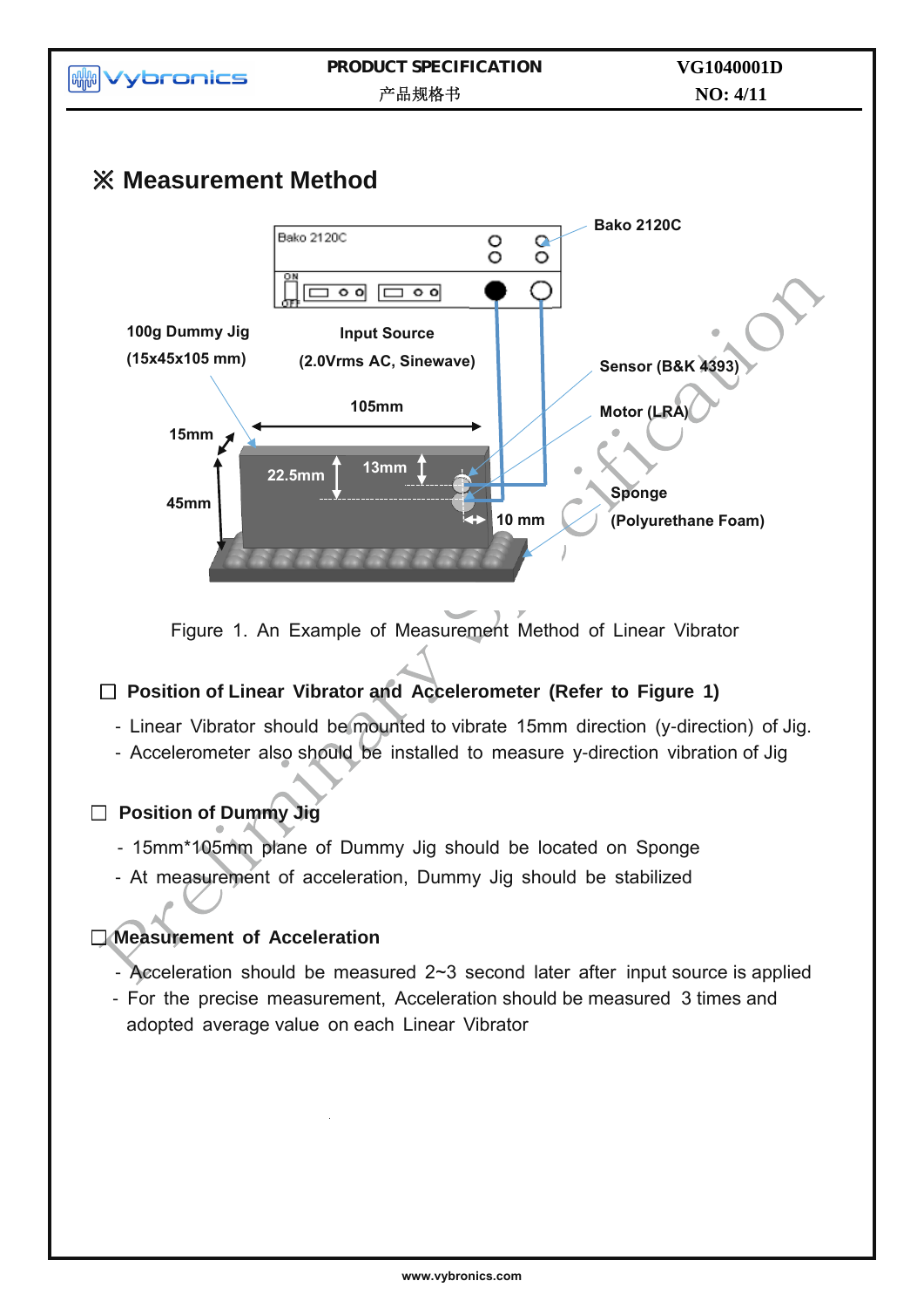# ※ Measurement Method

Bako 2120C

100g Dummy Jig (15x45x105 mm)

Input Source (2.0Vrms AC, Sinewave)

Sensor (B&K 4393)

Motor (LRA)

Sponge (Polyurethane Foam)

105mm, 15mm, 45mm, 22.5mm, 13mm, 10 mm

Figure 1. An Example of Measurement Method of Linear Vibrator

## ☐ Position of Linear Vibrator and Accelerometer (Refer to Figure 1)

- Linear Vibrator should be mounted to vibrate 15mm direction (y-direction) of Jig.
- Accelerometer also should be installed to measure y-direction vibration of Jig

## ☐ Position of Dummy Jig

- 15mm*105mm plane of Dummy Jig should be located on Sponge
- At measurement of acceleration, Dummy Jig should be stabilized

## ☐ Measurement of Acceleration

- Acceleration should be measured 2~3 second later after input source is applied
- For the precise measurement, Acceleration should be measured 3 times and adopted average value on each Linear Vibrator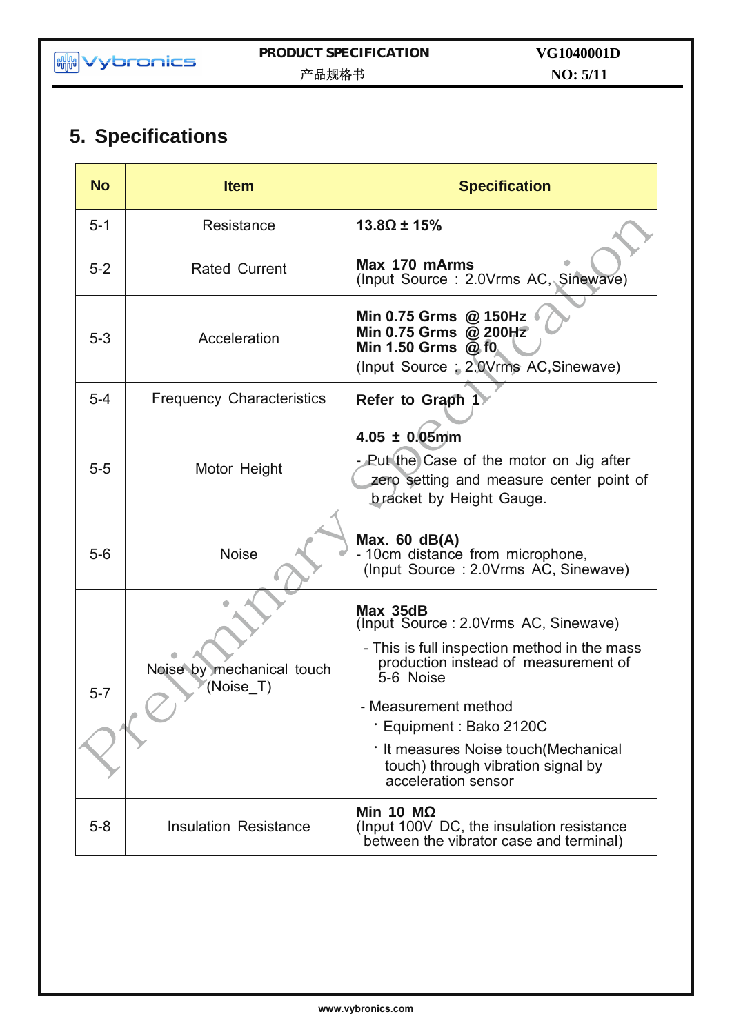## 5. Specifications

| No | Item | Specification |
|---|---|---|
| 5-1 | Resistance | **13.8Ω ± 15%** |
| 5-2 | Rated Current | **Max 170 mArms**<br>(Input Source : 2.0Vrms AC, Sinewave) |
| 5-3 | Acceleration | **Min 0.75 Grms @ 150Hz**<br>**Min 0.75 Grms @ 200Hz**<br>**Min 1.50 Grms @ f0**<br>(Input Source : 2.0Vrms AC,Sinewave) |
| 5-4 | Frequency Characteristics | **Refer to Graph 1** |
| 5-5 | Motor Height | **4.05 ± 0.05mm**<br>- Put the Case of the motor on Jig after zero setting and measure center point of bracket by Height Gauge. |
| 5-6 | Noise | **Max. 60 dB(A)**<br>- 10cm distance from microphone,<br>(Input Source : 2.0Vrms AC, Sinewave) |
| 5-7 | Noise by mechanical touch (Noise_T) | **Max 35dB**<br>(Input Source : 2.0Vrms AC, Sinewave)<br>- This is full inspection method in the mass production instead of measurement of 5-6 Noise<br>- Measurement method<br>· Equipment : Bako 2120C<br>· It measures Noise touch(Mechanical touch) through vibration signal by acceleration sensor |
| 5-8 | Insulation Resistance | **Min 10 MΩ**<br>(Input 100V DC, the insulation resistance between the vibrator case and terminal) |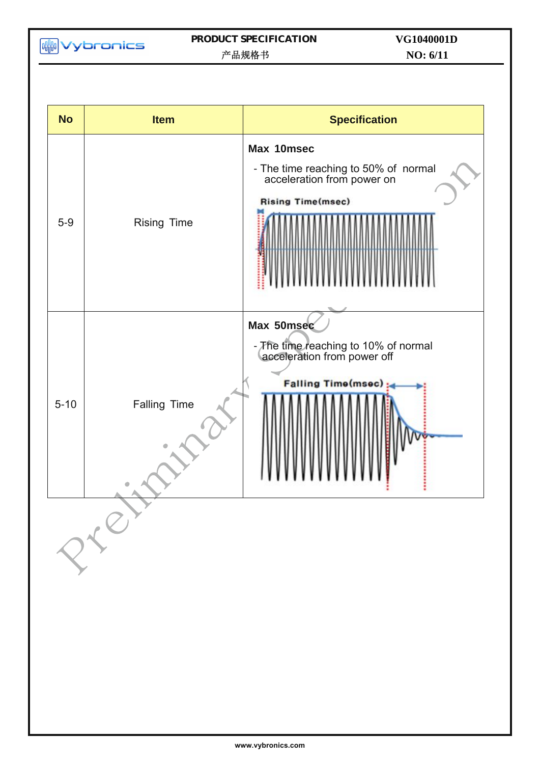| No | Item | Specification |
| --- | --- | --- |
| 5-9 | Rising Time | **Max 10msec**<br>- The time reaching to 50% of normal acceleration from power on<br>Rising Time(msec) |
| 5-10 | Falling Time | **Max 50msec**<br>- The time reaching to 10% of normal acceleration from power off<br>Falling Time(msec) |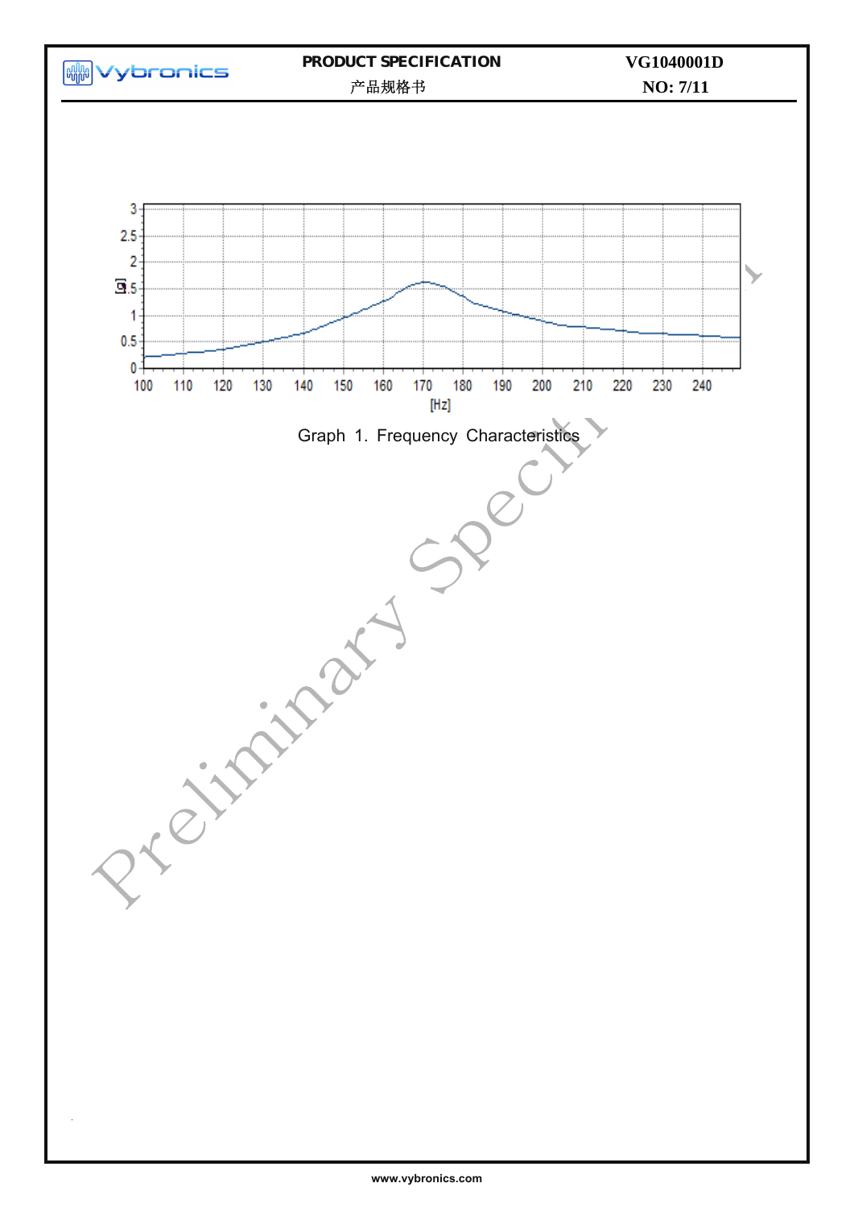Graph 1. Frequency Characteristics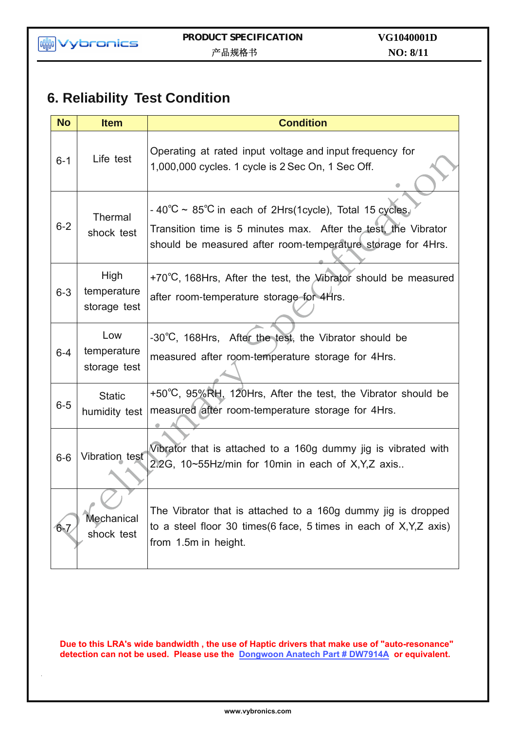## 6. Reliability Test Condition

| No | Item | Condition |
|---|---|---|
| 6-1 | Life test | Operating at rated input voltage and input frequency for 1,000,000 cycles. 1 cycle is 2 Sec On, 1 Sec Off. |
| 6-2 | Thermal shock test | - 40℃ ~ 85℃ in each of 2Hrs(1cycle), Total 15 cycles. Transition time is 5 minutes max. After the test, the Vibrator should be measured after room-temperature storage for 4Hrs. |
| 6-3 | High temperature storage test | +70℃, 168Hrs, After the test, the Vibrator should be measured after room-temperature storage for 4Hrs. |
| 6-4 | Low temperature storage test | -30℃, 168Hrs, After the test, the Vibrator should be measured after room-temperature storage for 4Hrs. |
| 6-5 | Static humidity test | +50℃, 95%RH, 120Hrs, After the test, the Vibrator should be measured after room-temperature storage for 4Hrs. |
| 6-6 | Vibration test | Vibrator that is attached to a 160g dummy jig is vibrated with 2.2G, 10~55Hz/min for 10min in each of X,Y,Z axis.. |
| 6-7 | Mechanical shock test | The Vibrator that is attached to a 160g dummy jig is dropped to a steel floor 30 times(6 face, 5 times in each of X,Y,Z axis) from 1.5m in height. |

**Due to this LRA's wide bandwidth , the use of Haptic drivers that make use of "auto-resonance" detection can not be used. Please use the Dongwoon Anatech Part # DW7914A or equivalent.**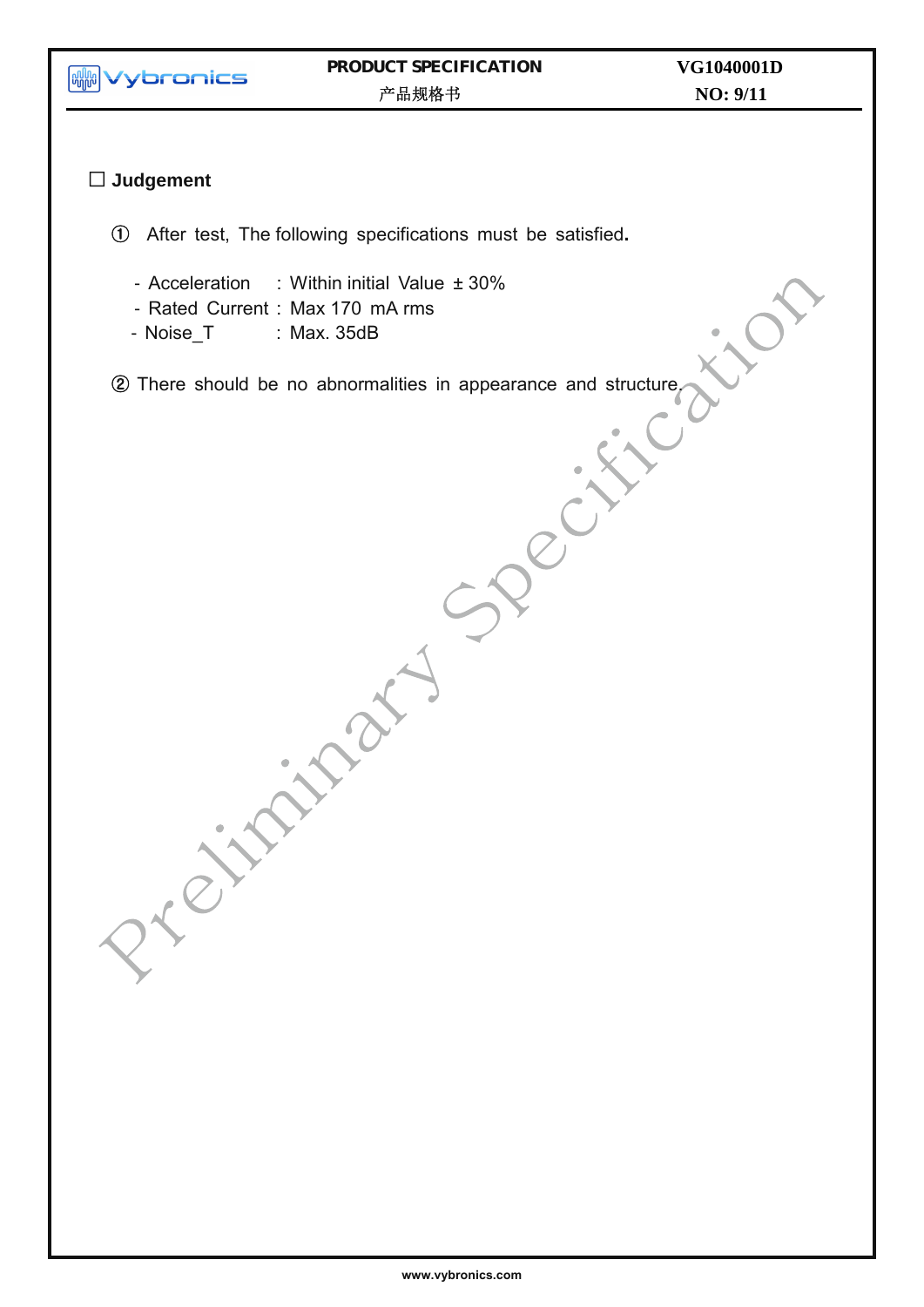## ☐ Judgement

① After test, The following specifications must be satisfied.

- Acceleration : Within initial Value ± 30%
- Rated Current : Max 170 mA rms
- Noise_T : Max. 35dB

② There should be no abnormalities in appearance and structure.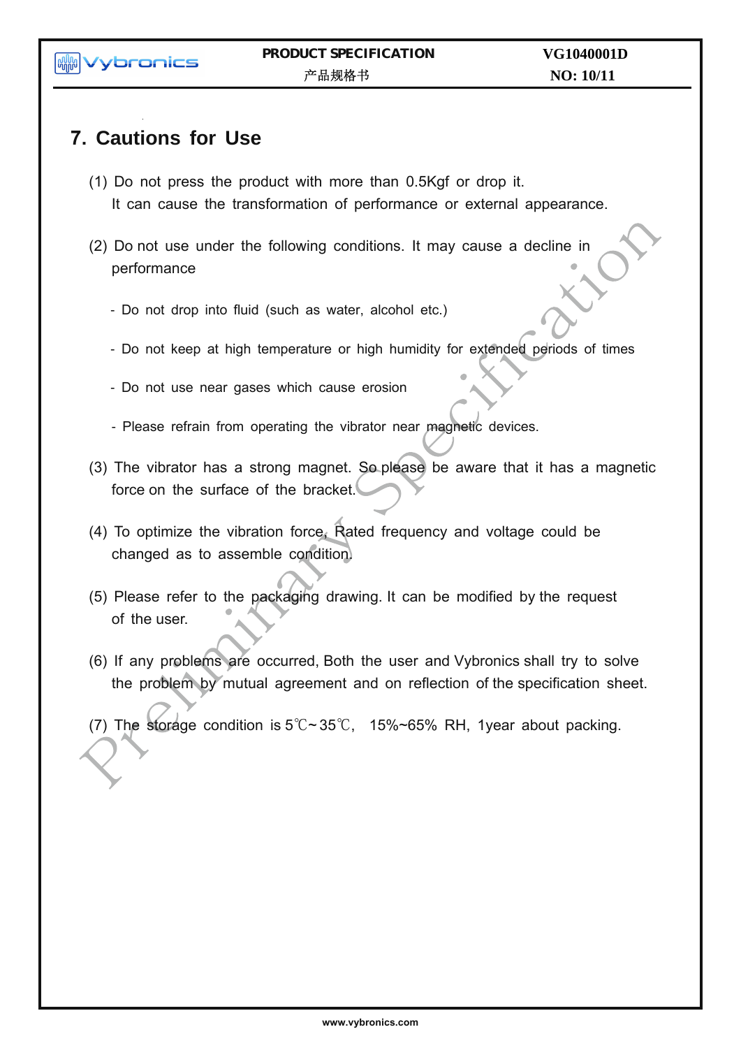# 7. Cautions for Use

(1) Do not press the product with more than 0.5Kgf or drop it.
It can cause the transformation of performance or external appearance.

(2) Do not use under the following conditions. It may cause a decline in performance

- Do not drop into fluid (such as water, alcohol etc.)
- Do not keep at high temperature or high humidity for extended periods of times
- Do not use near gases which cause erosion
- Please refrain from operating the vibrator near magnetic devices.

(3) The vibrator has a strong magnet. So please be aware that it has a magnetic force on the surface of the bracket.

(4) To optimize the vibration force, Rated frequency and voltage could be changed as to assemble condition.

(5) Please refer to the packaging drawing. It can be modified by the request of the user.

(6) If any problems are occurred, Both the user and Vybronics shall try to solve the problem by mutual agreement and on reflection of the specification sheet.

(7) The storage condition is 5℃~35℃, 15%~65% RH, 1year about packing.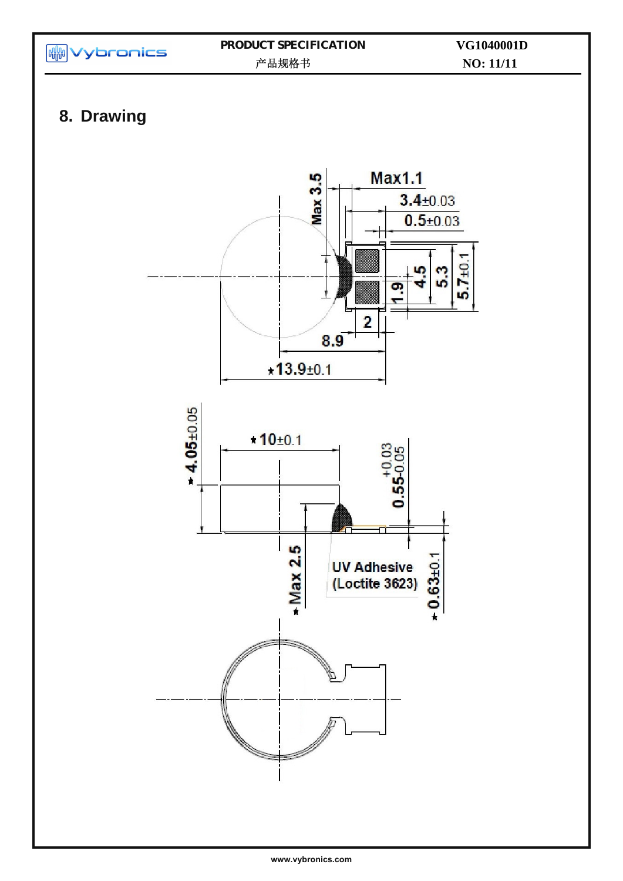## 8. Drawing

Max 3.5
Max1.1
3.4±0.03
0.5±0.03
1.9
4.5
5.3
5.7±0.1
2
8.9
*13.9±0.1

*4.05±0.05
*10±0.1
0.55 +0.03 -0.05
*Max 2.5
UV Adhesive
(Loctite 3623)
*0.63±0.1